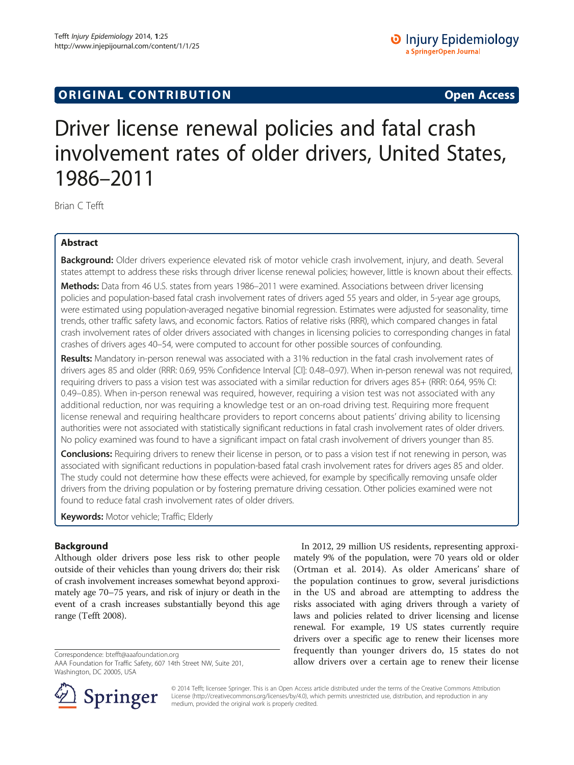**ORIGINAL CONTRIBUTION** **Open Access**

# Driver license renewal policies and fatal crash involvement rates of older drivers, United States, 1986–2011

Brian C Tefft

## Abstract

**Background:** Older drivers experience elevated risk of motor vehicle crash involvement, injury, and death. Several states attempt to address these risks through driver license renewal policies; however, little is known about their effects.

**Methods:** Data from 46 U.S. states from years 1986–2011 were examined. Associations between driver licensing policies and population-based fatal crash involvement rates of drivers aged 55 years and older, in 5-year age groups, were estimated using population-averaged negative binomial regression. Estimates were adjusted for seasonality, time trends, other traffic safety laws, and economic factors. Ratios of relative risks (RRR), which compared changes in fatal crash involvement rates of older drivers associated with changes in licensing policies to corresponding changes in fatal crashes of drivers ages 40–54, were computed to account for other possible sources of confounding.

**Results:** Mandatory in-person renewal was associated with a 31% reduction in the fatal crash involvement rates of drivers ages 85 and older (RRR: 0.69, 95% Confidence Interval [CI]: 0.48–0.97). When in-person renewal was not required, requiring drivers to pass a vision test was associated with a similar reduction for drivers ages 85+ (RRR: 0.64, 95% CI: 0.49–0.85). When in-person renewal was required, however, requiring a vision test was not associated with any additional reduction, nor was requiring a knowledge test or an on-road driving test. Requiring more frequent license renewal and requiring healthcare providers to report concerns about patients' driving ability to licensing authorities were not associated with statistically significant reductions in fatal crash involvement rates of older drivers. No policy examined was found to have a significant impact on fatal crash involvement of drivers younger than 85.

**Conclusions:** Requiring drivers to renew their license in person, or to pass a vision test if not renewing in person, was associated with significant reductions in population-based fatal crash involvement rates for drivers ages 85 and older. The study could not determine how these effects were achieved, for example by specifically removing unsafe older drivers from the driving population or by fostering premature driving cessation. Other policies examined were not found to reduce fatal crash involvement rates of older drivers.

**Keywords:** Motor vehicle; Traffic; Elderly

## Background

Although older drivers pose less risk to other people outside of their vehicles than young drivers do; their risk of crash involvement increases somewhat beyond approximately age 70–75 years, and risk of injury or death in the event of a crash increases substantially beyond this age range (Tefft 2008).

In 2012, 29 million US residents, representing approximately 9% of the population, were 70 years old or older (Ortman et al. 2014). As older Americans' share of the population continues to grow, several jurisdictions in the US and abroad are attempting to address the risks associated with aging drivers through a variety of laws and policies related to driver licensing and license renewal. For example, 19 US states currently require drivers over a specific age to renew their licenses more frequently than younger drivers do, 15 states do not allow drivers over a certain age to renew their license

Correspondence: btefft@aaafoundation.org
AAA Foundation for Traffic Safety, 607 14th Street NW, Suite 201, Washington, DC 20005, USA

© 2014 Tefft; licensee Springer. This is an Open Access article distributed under the terms of the Creative Commons Attribution License (http://creativecommons.org/licenses/by/4.0), which permits unrestricted use, distribution, and reproduction in any medium, provided the original work is properly credited.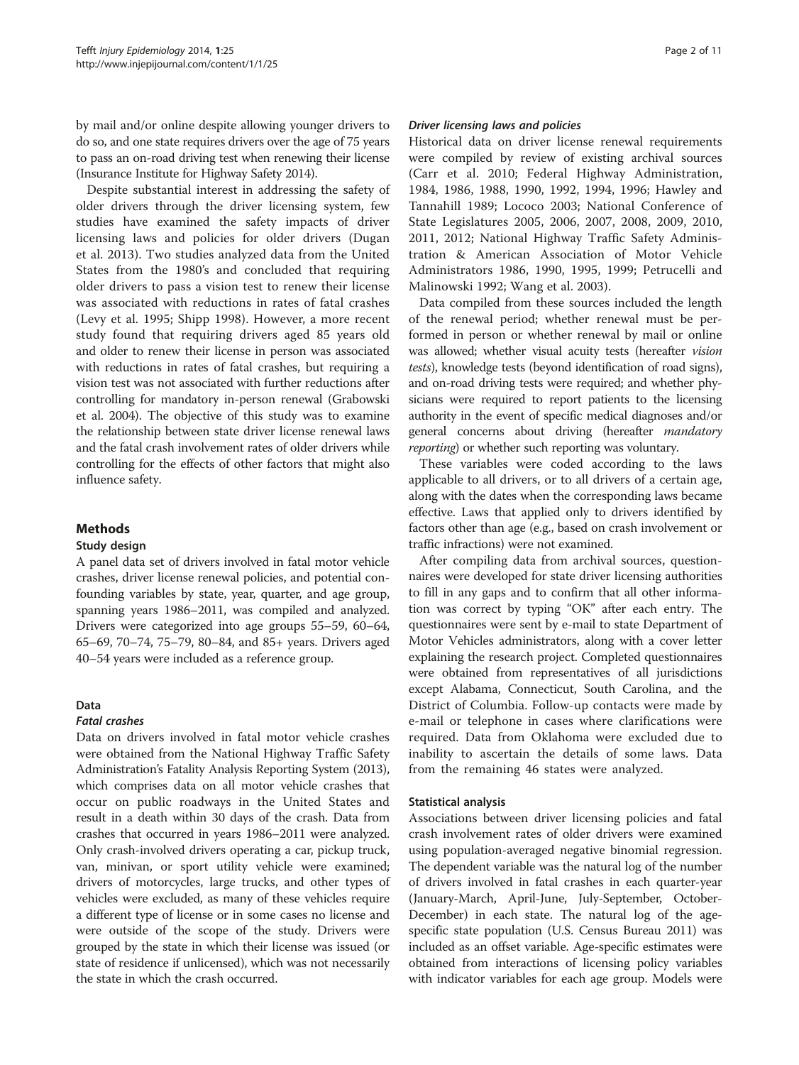by mail and/or online despite allowing younger drivers to do so, and one state requires drivers over the age of 75 years to pass an on-road driving test when renewing their license (Insurance Institute for Highway Safety 2014).

Despite substantial interest in addressing the safety of older drivers through the driver licensing system, few studies have examined the safety impacts of driver licensing laws and policies for older drivers (Dugan et al. 2013). Two studies analyzed data from the United States from the 1980's and concluded that requiring older drivers to pass a vision test to renew their license was associated with reductions in rates of fatal crashes (Levy et al. 1995; Shipp 1998). However, a more recent study found that requiring drivers aged 85 years old and older to renew their license in person was associated with reductions in rates of fatal crashes, but requiring a vision test was not associated with further reductions after controlling for mandatory in-person renewal (Grabowski et al. 2004). The objective of this study was to examine the relationship between state driver license renewal laws and the fatal crash involvement rates of older drivers while controlling for the effects of other factors that might also influence safety.

## Methods

### Study design

A panel data set of drivers involved in fatal motor vehicle crashes, driver license renewal policies, and potential confounding variables by state, year, quarter, and age group, spanning years 1986–2011, was compiled and analyzed. Drivers were categorized into age groups 55–59, 60–64, 65–69, 70–74, 75–79, 80–84, and 85+ years. Drivers aged 40–54 years were included as a reference group.

### Data

#### *Fatal crashes*

Data on drivers involved in fatal motor vehicle crashes were obtained from the National Highway Traffic Safety Administration's Fatality Analysis Reporting System (2013), which comprises data on all motor vehicle crashes that occur on public roadways in the United States and result in a death within 30 days of the crash. Data from crashes that occurred in years 1986–2011 were analyzed. Only crash-involved drivers operating a car, pickup truck, van, minivan, or sport utility vehicle were examined; drivers of motorcycles, large trucks, and other types of vehicles were excluded, as many of these vehicles require a different type of license or in some cases no license and were outside of the scope of the study. Drivers were grouped by the state in which their license was issued (or state of residence if unlicensed), which was not necessarily the state in which the crash occurred.

#### *Driver licensing laws and policies*

Historical data on driver license renewal requirements were compiled by review of existing archival sources (Carr et al. 2010; Federal Highway Administration, 1984, 1986, 1988, 1990, 1992, 1994, 1996; Hawley and Tannahill 1989; Lococo 2003; National Conference of State Legislatures 2005, 2006, 2007, 2008, 2009, 2010, 2011, 2012; National Highway Traffic Safety Administration & American Association of Motor Vehicle Administrators 1986, 1990, 1995, 1999; Petrucelli and Malinowski 1992; Wang et al. 2003).

Data compiled from these sources included the length of the renewal period; whether renewal must be performed in person or whether renewal by mail or online was allowed; whether visual acuity tests (hereafter *vision tests*), knowledge tests (beyond identification of road signs), and on-road driving tests were required; and whether physicians were required to report patients to the licensing authority in the event of specific medical diagnoses and/or general concerns about driving (hereafter *mandatory reporting*) or whether such reporting was voluntary.

These variables were coded according to the laws applicable to all drivers, or to all drivers of a certain age, along with the dates when the corresponding laws became effective. Laws that applied only to drivers identified by factors other than age (e.g., based on crash involvement or traffic infractions) were not examined.

After compiling data from archival sources, questionnaires were developed for state driver licensing authorities to fill in any gaps and to confirm that all other information was correct by typing "OK" after each entry. The questionnaires were sent by e-mail to state Department of Motor Vehicles administrators, along with a cover letter explaining the research project. Completed questionnaires were obtained from representatives of all jurisdictions except Alabama, Connecticut, South Carolina, and the District of Columbia. Follow-up contacts were made by e-mail or telephone in cases where clarifications were required. Data from Oklahoma were excluded due to inability to ascertain the details of some laws. Data from the remaining 46 states were analyzed.

### Statistical analysis

Associations between driver licensing policies and fatal crash involvement rates of older drivers were examined using population-averaged negative binomial regression. The dependent variable was the natural log of the number of drivers involved in fatal crashes in each quarter-year (January-March, April-June, July-September, October-December) in each state. The natural log of the age-specific state population (U.S. Census Bureau 2011) was included as an offset variable. Age-specific estimates were obtained from interactions of licensing policy variables with indicator variables for each age group. Models were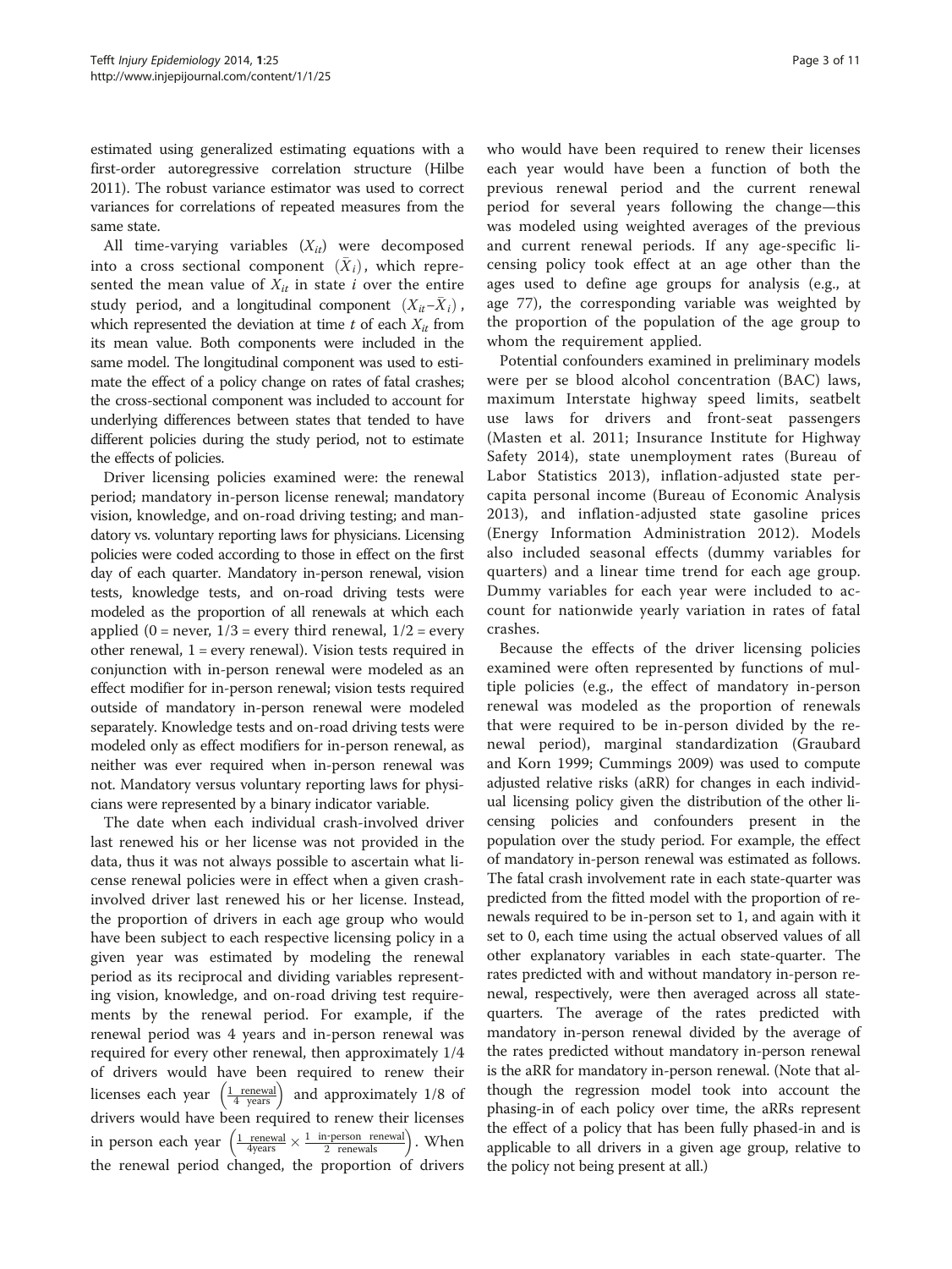estimated using generalized estimating equations with a first-order autoregressive correlation structure (Hilbe 2011). The robust variance estimator was used to correct variances for correlations of repeated measures from the same state.

All time-varying variables ($X_{it}$) were decomposed into a cross sectional component ($\bar{X}_i$), which represented the mean value of $X_{it}$ in state $i$ over the entire study period, and a longitudinal component ($X_{it}-\bar{X}_i$), which represented the deviation at time $t$ of each $X_{it}$ from its mean value. Both components were included in the same model. The longitudinal component was used to estimate the effect of a policy change on rates of fatal crashes; the cross-sectional component was included to account for underlying differences between states that tended to have different policies during the study period, not to estimate the effects of policies.

Driver licensing policies examined were: the renewal period; mandatory in-person license renewal; mandatory vision, knowledge, and on-road driving testing; and mandatory vs. voluntary reporting laws for physicians. Licensing policies were coded according to those in effect on the first day of each quarter. Mandatory in-person renewal, vision tests, knowledge tests, and on-road driving tests were modeled as the proportion of all renewals at which each applied (0 = never, 1/3 = every third renewal, 1/2 = every other renewal, 1 = every renewal). Vision tests required in conjunction with in-person renewal were modeled as an effect modifier for in-person renewal; vision tests required outside of mandatory in-person renewal were modeled separately. Knowledge tests and on-road driving tests were modeled only as effect modifiers for in-person renewal, as neither was ever required when in-person renewal was not. Mandatory versus voluntary reporting laws for physicians were represented by a binary indicator variable.

The date when each individual crash-involved driver last renewed his or her license was not provided in the data, thus it was not always possible to ascertain what license renewal policies were in effect when a given crash-involved driver last renewed his or her license. Instead, the proportion of drivers in each age group who would have been subject to each respective licensing policy in a given year was estimated by modeling the renewal period as its reciprocal and dividing variables representing vision, knowledge, and on-road driving test requirements by the renewal period. For example, if the renewal period was 4 years and in-person renewal was required for every other renewal, then approximately 1/4 of drivers would have been required to renew their licenses each year $\left(\frac{1 \text{ renewal}}{4 \text{ years}}\right)$ and approximately 1/8 of drivers would have been required to renew their licenses in person each year $\left(\frac{1 \text{ renewal}}{4\text{years}} \times \frac{1 \text{ in-person renewal}}{2 \text{ renewals}}\right)$. When the renewal period changed, the proportion of drivers who would have been required to renew their licenses each year would have been a function of both the previous renewal period and the current renewal period for several years following the change—this was modeled using weighted averages of the previous and current renewal periods. If any age-specific licensing policy took effect at an age other than the ages used to define age groups for analysis (e.g., at age 77), the corresponding variable was weighted by the proportion of the population of the age group to whom the requirement applied.

Potential confounders examined in preliminary models were per se blood alcohol concentration (BAC) laws, maximum Interstate highway speed limits, seatbelt use laws for drivers and front-seat passengers (Masten et al. 2011; Insurance Institute for Highway Safety 2014), state unemployment rates (Bureau of Labor Statistics 2013), inflation-adjusted state per-capita personal income (Bureau of Economic Analysis 2013), and inflation-adjusted state gasoline prices (Energy Information Administration 2012). Models also included seasonal effects (dummy variables for quarters) and a linear time trend for each age group. Dummy variables for each year were included to account for nationwide yearly variation in rates of fatal crashes.

Because the effects of the driver licensing policies examined were often represented by functions of multiple policies (e.g., the effect of mandatory in-person renewal was modeled as the proportion of renewals that were required to be in-person divided by the renewal period), marginal standardization (Graubard and Korn 1999; Cummings 2009) was used to compute adjusted relative risks (aRR) for changes in each individual licensing policy given the distribution of the other licensing policies and confounders present in the population over the study period. For example, the effect of mandatory in-person renewal was estimated as follows. The fatal crash involvement rate in each state-quarter was predicted from the fitted model with the proportion of renewals required to be in-person set to 1, and again with it set to 0, each time using the actual observed values of all other explanatory variables in each state-quarter. The rates predicted with and without mandatory in-person renewal, respectively, were then averaged across all state-quarters. The average of the rates predicted with mandatory in-person renewal divided by the average of the rates predicted without mandatory in-person renewal is the aRR for mandatory in-person renewal. (Note that although the regression model took into account the phasing-in of each policy over time, the aRRs represent the effect of a policy that has been fully phased-in and is applicable to all drivers in a given age group, relative to the policy not being present at all.)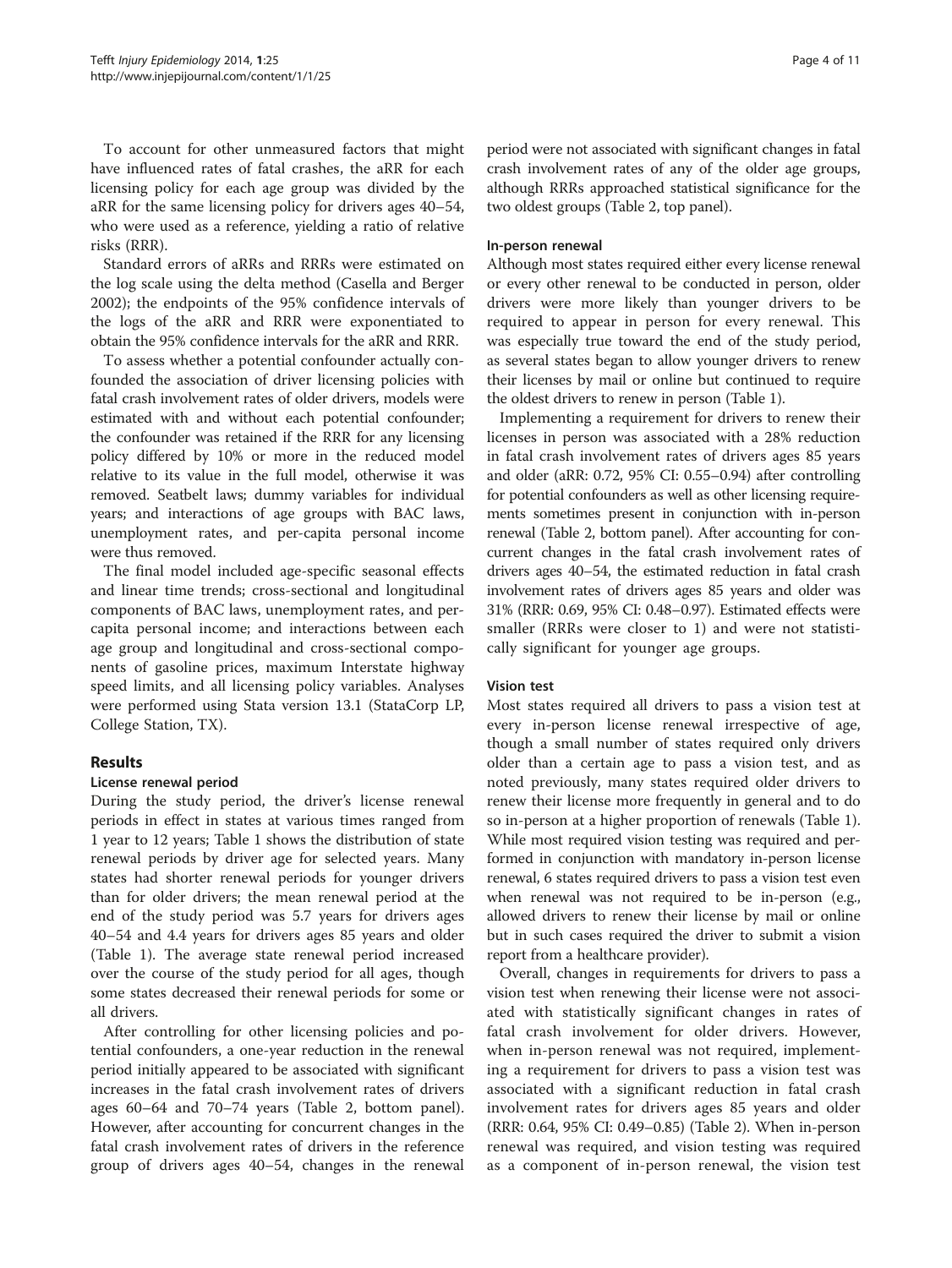To account for other unmeasured factors that might have influenced rates of fatal crashes, the aRR for each licensing policy for each age group was divided by the aRR for the same licensing policy for drivers ages 40–54, who were used as a reference, yielding a ratio of relative risks (RRR).

Standard errors of aRRs and RRRs were estimated on the log scale using the delta method (Casella and Berger 2002); the endpoints of the 95% confidence intervals of the logs of the aRR and RRR were exponentiated to obtain the 95% confidence intervals for the aRR and RRR.

To assess whether a potential confounder actually confounded the association of driver licensing policies with fatal crash involvement rates of older drivers, models were estimated with and without each potential confounder; the confounder was retained if the RRR for any licensing policy differed by 10% or more in the reduced model relative to its value in the full model, otherwise it was removed. Seatbelt laws; dummy variables for individual years; and interactions of age groups with BAC laws, unemployment rates, and per-capita personal income were thus removed.

The final model included age-specific seasonal effects and linear time trends; cross-sectional and longitudinal components of BAC laws, unemployment rates, and per-capita personal income; and interactions between each age group and longitudinal and cross-sectional components of gasoline prices, maximum Interstate highway speed limits, and all licensing policy variables. Analyses were performed using Stata version 13.1 (StataCorp LP, College Station, TX).

## Results

### License renewal period

During the study period, the driver's license renewal periods in effect in states at various times ranged from 1 year to 12 years; Table 1 shows the distribution of state renewal periods by driver age for selected years. Many states had shorter renewal periods for younger drivers than for older drivers; the mean renewal period at the end of the study period was 5.7 years for drivers ages 40–54 and 4.4 years for drivers ages 85 years and older (Table 1). The average state renewal period increased over the course of the study period for all ages, though some states decreased their renewal periods for some or all drivers.

After controlling for other licensing policies and potential confounders, a one-year reduction in the renewal period initially appeared to be associated with significant increases in the fatal crash involvement rates of drivers ages 60–64 and 70–74 years (Table 2, bottom panel). However, after accounting for concurrent changes in the fatal crash involvement rates of drivers in the reference group of drivers ages 40–54, changes in the renewal period were not associated with significant changes in fatal crash involvement rates of any of the older age groups, although RRRs approached statistical significance for the two oldest groups (Table 2, top panel).

### In-person renewal

Although most states required either every license renewal or every other renewal to be conducted in person, older drivers were more likely than younger drivers to be required to appear in person for every renewal. This was especially true toward the end of the study period, as several states began to allow younger drivers to renew their licenses by mail or online but continued to require the oldest drivers to renew in person (Table 1).

Implementing a requirement for drivers to renew their licenses in person was associated with a 28% reduction in fatal crash involvement rates of drivers ages 85 years and older (aRR: 0.72, 95% CI: 0.55–0.94) after controlling for potential confounders as well as other licensing requirements sometimes present in conjunction with in-person renewal (Table 2, bottom panel). After accounting for concurrent changes in the fatal crash involvement rates of drivers ages 40–54, the estimated reduction in fatal crash involvement rates of drivers ages 85 years and older was 31% (RRR: 0.69, 95% CI: 0.48–0.97). Estimated effects were smaller (RRRs were closer to 1) and were not statistically significant for younger age groups.

### Vision test

Most states required all drivers to pass a vision test at every in-person license renewal irrespective of age, though a small number of states required only drivers older than a certain age to pass a vision test, and as noted previously, many states required older drivers to renew their license more frequently in general and to do so in-person at a higher proportion of renewals (Table 1). While most required vision testing was required and performed in conjunction with mandatory in-person license renewal, 6 states required drivers to pass a vision test even when renewal was not required to be in-person (e.g., allowed drivers to renew their license by mail or online but in such cases required the driver to submit a vision report from a healthcare provider).

Overall, changes in requirements for drivers to pass a vision test when renewing their license were not associated with statistically significant changes in rates of fatal crash involvement for older drivers. However, when in-person renewal was not required, implementing a requirement for drivers to pass a vision test was associated with a significant reduction in fatal crash involvement rates for drivers ages 85 years and older (RRR: 0.64, 95% CI: 0.49–0.85) (Table 2). When in-person renewal was required, and vision testing was required as a component of in-person renewal, the vision test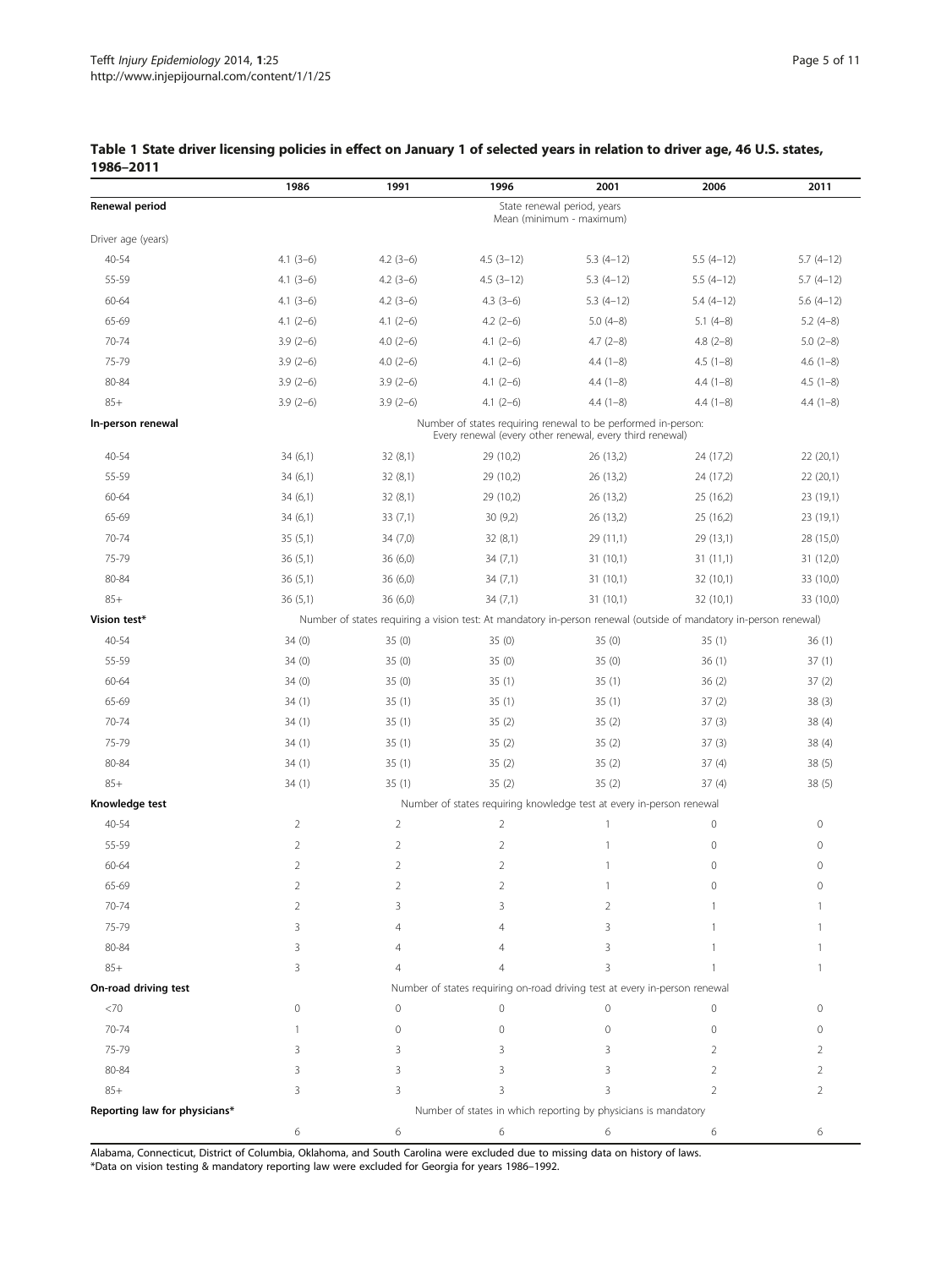**Table 1 State driver licensing policies in effect on January 1 of selected years in relation to driver age, 46 U.S. states, 1986–2011**

| | 1986 | 1991 | 1996 | 2001 | 2006 | 2011 |
|---|---|---|---|---|---|---|
| **Renewal period** | State renewal period, years Mean (minimum - maximum) | | | | | |
| Driver age (years) | | | | | | |
| 40-54 | 4.1 (3–6) | 4.2 (3–6) | 4.5 (3–12) | 5.3 (4–12) | 5.5 (4–12) | 5.7 (4–12) |
| 55-59 | 4.1 (3–6) | 4.2 (3–6) | 4.5 (3–12) | 5.3 (4–12) | 5.5 (4–12) | 5.7 (4–12) |
| 60-64 | 4.1 (3–6) | 4.2 (3–6) | 4.3 (3–6) | 5.3 (4–12) | 5.4 (4–12) | 5.6 (4–12) |
| 65-69 | 4.1 (2–6) | 4.1 (2–6) | 4.2 (2–6) | 5.0 (4–8) | 5.1 (4–8) | 5.2 (4–8) |
| 70-74 | 3.9 (2–6) | 4.0 (2–6) | 4.1 (2–6) | 4.7 (2–8) | 4.8 (2–8) | 5.0 (2–8) |
| 75-79 | 3.9 (2–6) | 4.0 (2–6) | 4.1 (2–6) | 4.4 (1–8) | 4.5 (1–8) | 4.6 (1–8) |
| 80-84 | 3.9 (2–6) | 3.9 (2–6) | 4.1 (2–6) | 4.4 (1–8) | 4.4 (1–8) | 4.5 (1–8) |
| 85+ | 3.9 (2–6) | 3.9 (2–6) | 4.1 (2–6) | 4.4 (1–8) | 4.4 (1–8) | 4.4 (1–8) |
| **In-person renewal** | Number of states requiring renewal to be performed in-person: Every renewal (every other renewal, every third renewal) | | | | | |
| 40-54 | 34 (6,1) | 32 (8,1) | 29 (10,2) | 26 (13,2) | 24 (17,2) | 22 (20,1) |
| 55-59 | 34 (6,1) | 32 (8,1) | 29 (10,2) | 26 (13,2) | 24 (17,2) | 22 (20,1) |
| 60-64 | 34 (6,1) | 32 (8,1) | 29 (10,2) | 26 (13,2) | 25 (16,2) | 23 (19,1) |
| 65-69 | 34 (6,1) | 33 (7,1) | 30 (9,2) | 26 (13,2) | 25 (16,2) | 23 (19,1) |
| 70-74 | 35 (5,1) | 34 (7,0) | 32 (8,1) | 29 (11,1) | 29 (13,1) | 28 (15,0) |
| 75-79 | 36 (5,1) | 36 (6,0) | 34 (7,1) | 31 (10,1) | 31 (11,1) | 31 (12,0) |
| 80-84 | 36 (5,1) | 36 (6,0) | 34 (7,1) | 31 (10,1) | 32 (10,1) | 33 (10,0) |
| 85+ | 36 (5,1) | 36 (6,0) | 34 (7,1) | 31 (10,1) | 32 (10,1) | 33 (10,0) |
| **Vision test*** | Number of states requiring a vision test: At mandatory in-person renewal (outside of mandatory in-person renewal) | | | | | |
| 40-54 | 34 (0) | 35 (0) | 35 (0) | 35 (0) | 35 (1) | 36 (1) |
| 55-59 | 34 (0) | 35 (0) | 35 (0) | 35 (0) | 36 (1) | 37 (1) |
| 60-64 | 34 (0) | 35 (0) | 35 (1) | 35 (1) | 36 (2) | 37 (2) |
| 65-69 | 34 (1) | 35 (1) | 35 (1) | 35 (1) | 37 (2) | 38 (3) |
| 70-74 | 34 (1) | 35 (1) | 35 (2) | 35 (2) | 37 (3) | 38 (4) |
| 75-79 | 34 (1) | 35 (1) | 35 (2) | 35 (2) | 37 (3) | 38 (4) |
| 80-84 | 34 (1) | 35 (1) | 35 (2) | 35 (2) | 37 (4) | 38 (5) |
| 85+ | 34 (1) | 35 (1) | 35 (2) | 35 (2) | 37 (4) | 38 (5) |
| **Knowledge test** | Number of states requiring knowledge test at every in-person renewal | | | | | |
| 40-54 | 2 | 2 | 2 | 1 | 0 | 0 |
| 55-59 | 2 | 2 | 2 | 1 | 0 | 0 |
| 60-64 | 2 | 2 | 2 | 1 | 0 | 0 |
| 65-69 | 2 | 2 | 2 | 1 | 0 | 0 |
| 70-74 | 2 | 3 | 3 | 2 | 1 | 1 |
| 75-79 | 3 | 4 | 4 | 3 | 1 | 1 |
| 80-84 | 3 | 4 | 4 | 3 | 1 | 1 |
| 85+ | 3 | 4 | 4 | 3 | 1 | 1 |
| **On-road driving test** | Number of states requiring on-road driving test at every in-person renewal | | | | | |
| <70 | 0 | 0 | 0 | 0 | 0 | 0 |
| 70-74 | 1 | 0 | 0 | 0 | 0 | 0 |
| 75-79 | 3 | 3 | 3 | 3 | 2 | 2 |
| 80-84 | 3 | 3 | 3 | 3 | 2 | 2 |
| 85+ | 3 | 3 | 3 | 3 | 2 | 2 |
| **Reporting law for physicians*** | Number of states in which reporting by physicians is mandatory | | | | | |
| | 6 | 6 | 6 | 6 | 6 | 6 |

Alabama, Connecticut, District of Columbia, Oklahoma, and South Carolina were excluded due to missing data on history of laws.
*Data on vision testing & mandatory reporting law were excluded for Georgia for years 1986–1992.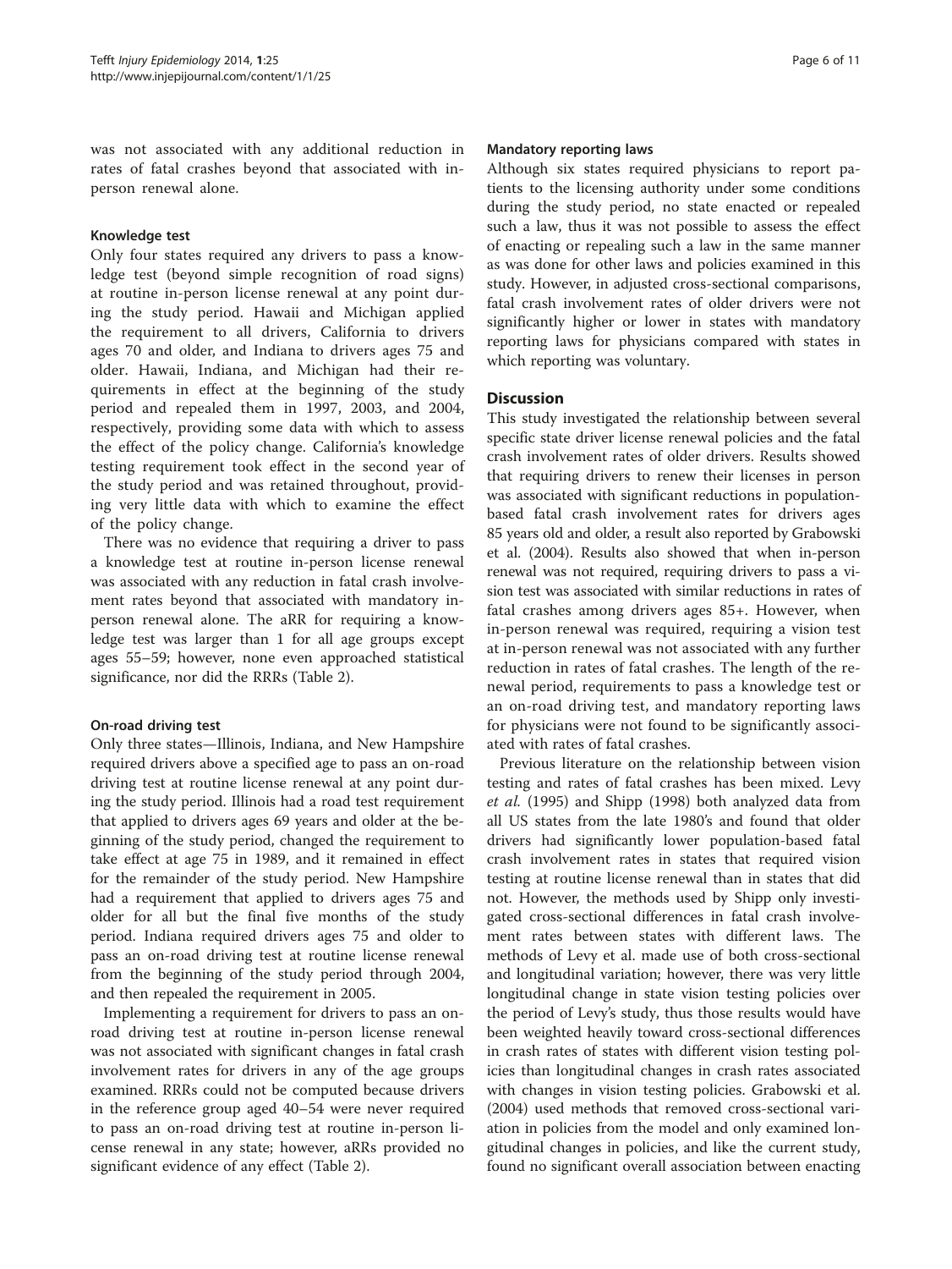was not associated with any additional reduction in rates of fatal crashes beyond that associated with in-person renewal alone.

#### Knowledge test

Only four states required any drivers to pass a knowledge test (beyond simple recognition of road signs) at routine in-person license renewal at any point during the study period. Hawaii and Michigan applied the requirement to all drivers, California to drivers ages 70 and older, and Indiana to drivers ages 75 and older. Hawaii, Indiana, and Michigan had their requirements in effect at the beginning of the study period and repealed them in 1997, 2003, and 2004, respectively, providing some data with which to assess the effect of the policy change. California's knowledge testing requirement took effect in the second year of the study period and was retained throughout, providing very little data with which to examine the effect of the policy change.

There was no evidence that requiring a driver to pass a knowledge test at routine in-person license renewal was associated with any reduction in fatal crash involvement rates beyond that associated with mandatory in-person renewal alone. The aRR for requiring a knowledge test was larger than 1 for all age groups except ages 55–59; however, none even approached statistical significance, nor did the RRRs (Table 2).

#### On-road driving test

Only three states—Illinois, Indiana, and New Hampshire required drivers above a specified age to pass an on-road driving test at routine license renewal at any point during the study period. Illinois had a road test requirement that applied to drivers ages 69 years and older at the beginning of the study period, changed the requirement to take effect at age 75 in 1989, and it remained in effect for the remainder of the study period. New Hampshire had a requirement that applied to drivers ages 75 and older for all but the final five months of the study period. Indiana required drivers ages 75 and older to pass an on-road driving test at routine license renewal from the beginning of the study period through 2004, and then repealed the requirement in 2005.

Implementing a requirement for drivers to pass an on-road driving test at routine in-person license renewal was not associated with significant changes in fatal crash involvement rates for drivers in any of the age groups examined. RRRs could not be computed because drivers in the reference group aged 40–54 were never required to pass an on-road driving test at routine in-person license renewal in any state; however, aRRs provided no significant evidence of any effect (Table 2).

#### Mandatory reporting laws

Although six states required physicians to report patients to the licensing authority under some conditions during the study period, no state enacted or repealed such a law, thus it was not possible to assess the effect of enacting or repealing such a law in the same manner as was done for other laws and policies examined in this study. However, in adjusted cross-sectional comparisons, fatal crash involvement rates of older drivers were not significantly higher or lower in states with mandatory reporting laws for physicians compared with states in which reporting was voluntary.

## Discussion

This study investigated the relationship between several specific state driver license renewal policies and the fatal crash involvement rates of older drivers. Results showed that requiring drivers to renew their licenses in person was associated with significant reductions in population-based fatal crash involvement rates for drivers ages 85 years old and older, a result also reported by Grabowski et al. (2004). Results also showed that when in-person renewal was not required, requiring drivers to pass a vision test was associated with similar reductions in rates of fatal crashes among drivers ages 85+. However, when in-person renewal was required, requiring a vision test at in-person renewal was not associated with any further reduction in rates of fatal crashes. The length of the renewal period, requirements to pass a knowledge test or an on-road driving test, and mandatory reporting laws for physicians were not found to be significantly associated with rates of fatal crashes.

Previous literature on the relationship between vision testing and rates of fatal crashes has been mixed. Levy *et al.* (1995) and Shipp (1998) both analyzed data from all US states from the late 1980's and found that older drivers had significantly lower population-based fatal crash involvement rates in states that required vision testing at routine license renewal than in states that did not. However, the methods used by Shipp only investigated cross-sectional differences in fatal crash involvement rates between states with different laws. The methods of Levy et al. made use of both cross-sectional and longitudinal variation; however, there was very little longitudinal change in state vision testing policies over the period of Levy's study, thus those results would have been weighted heavily toward cross-sectional differences in crash rates of states with different vision testing policies than longitudinal changes in crash rates associated with changes in vision testing policies. Grabowski et al. (2004) used methods that removed cross-sectional variation in policies from the model and only examined longitudinal changes in policies, and like the current study, found no significant overall association between enacting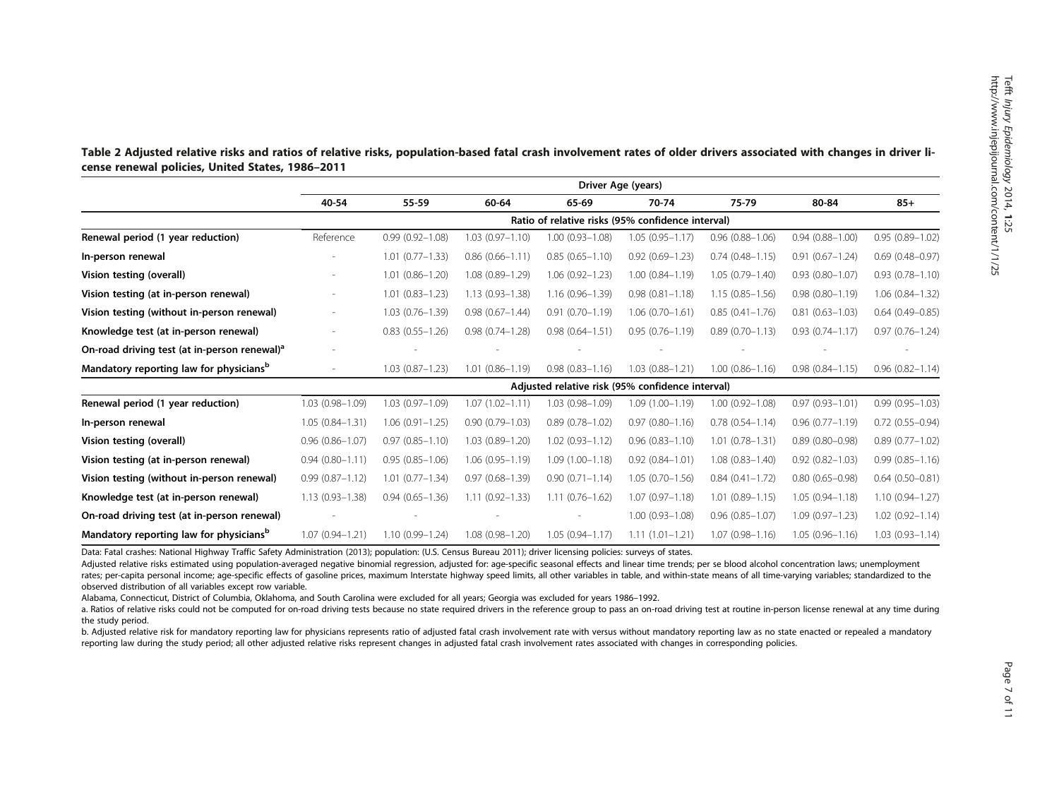**Table 2 Adjusted relative risks and ratios of relative risks, population-based fatal crash involvement rates of older drivers associated with changes in driver license renewal policies, United States, 1986–2011**

| | Driver Age (years) | | | | | | | |
|---|---|---|---|---|---|---|---|---|
| | 40-54 | 55-59 | 60-64 | 65-69 | 70-74 | 75-79 | 80-84 | 85+ |
| | Ratio of relative risks (95% confidence interval) | | | | | | | |
| **Renewal period (1 year reduction)** | Reference | 0.99 (0.92–1.08) | 1.03 (0.97–1.10) | 1.00 (0.93–1.08) | 1.05 (0.95–1.17) | 0.96 (0.88–1.06) | 0.94 (0.88–1.00) | 0.95 (0.89–1.02) |
| **In-person renewal** | - | 1.01 (0.77–1.33) | 0.86 (0.66–1.11) | 0.85 (0.65–1.10) | 0.92 (0.69–1.23) | 0.74 (0.48–1.15) | 0.91 (0.67–1.24) | 0.69 (0.48–0.97) |
| **Vision testing (overall)** | - | 1.01 (0.86–1.20) | 1.08 (0.89–1.29) | 1.06 (0.92–1.23) | 1.00 (0.84–1.19) | 1.05 (0.79–1.40) | 0.93 (0.80–1.07) | 0.93 (0.78–1.10) |
| **Vision testing (at in-person renewal)** | - | 1.01 (0.83–1.23) | 1.13 (0.93–1.38) | 1.16 (0.96–1.39) | 0.98 (0.81–1.18) | 1.15 (0.85–1.56) | 0.98 (0.80–1.19) | 1.06 (0.84–1.32) |
| **Vision testing (without in-person renewal)** | - | 1.03 (0.76–1.39) | 0.98 (0.67–1.44) | 0.91 (0.70–1.19) | 1.06 (0.70–1.61) | 0.85 (0.41–1.76) | 0.81 (0.63–1.03) | 0.64 (0.49–0.85) |
| **Knowledge test (at in-person renewal)** | - | 0.83 (0.55–1.26) | 0.98 (0.74–1.28) | 0.98 (0.64–1.51) | 0.95 (0.76–1.19) | 0.89 (0.70–1.13) | 0.93 (0.74–1.17) | 0.97 (0.76–1.24) |
| **On-road driving test (at in-person renewal)[a]** | - | - | - | - | - | - | - | - |
| **Mandatory reporting law for physicians[b]** | - | 1.03 (0.87–1.23) | 1.01 (0.86–1.19) | 0.98 (0.83–1.16) | 1.03 (0.88–1.21) | 1.00 (0.86–1.16) | 0.98 (0.84–1.15) | 0.96 (0.82–1.14) |
| | Adjusted relative risk (95% confidence interval) | | | | | | | |
| **Renewal period (1 year reduction)** | 1.03 (0.98–1.09) | 1.03 (0.97–1.09) | 1.07 (1.02–1.11) | 1.03 (0.98–1.09) | 1.09 (1.00–1.19) | 1.00 (0.92–1.08) | 0.97 (0.93–1.01) | 0.99 (0.95–1.03) |
| **In-person renewal** | 1.05 (0.84–1.31) | 1.06 (0.91–1.25) | 0.90 (0.79–1.03) | 0.89 (0.78–1.02) | 0.97 (0.80–1.16) | 0.78 (0.54–1.14) | 0.96 (0.77–1.19) | 0.72 (0.55–0.94) |
| **Vision testing (overall)** | 0.96 (0.86–1.07) | 0.97 (0.85–1.10) | 1.03 (0.89–1.20) | 1.02 (0.93–1.12) | 0.96 (0.83–1.10) | 1.01 (0.78–1.31) | 0.89 (0.80–0.98) | 0.89 (0.77–1.02) |
| **Vision testing (at in-person renewal)** | 0.94 (0.80–1.11) | 0.95 (0.85–1.06) | 1.06 (0.95–1.19) | 1.09 (1.00–1.18) | 0.92 (0.84–1.01) | 1.08 (0.83–1.40) | 0.92 (0.82–1.03) | 0.99 (0.85–1.16) |
| **Vision testing (without in-person renewal)** | 0.99 (0.87–1.12) | 1.01 (0.77–1.34) | 0.97 (0.68–1.39) | 0.90 (0.71–1.14) | 1.05 (0.70–1.56) | 0.84 (0.41–1.72) | 0.80 (0.65–0.98) | 0.64 (0.50–0.81) |
| **Knowledge test (at in-person renewal)** | 1.13 (0.93–1.38) | 0.94 (0.65–1.36) | 1.11 (0.92–1.33) | 1.11 (0.76–1.62) | 1.07 (0.97–1.18) | 1.01 (0.89–1.15) | 1.05 (0.94–1.18) | 1.10 (0.94–1.27) |
| **On-road driving test (at in-person renewal)** | - | - | - | - | 1.00 (0.93–1.08) | 0.96 (0.85–1.07) | 1.09 (0.97–1.23) | 1.02 (0.92–1.14) |
| **Mandatory reporting law for physicians[b]** | 1.07 (0.94–1.21) | 1.10 (0.99–1.24) | 1.08 (0.98–1.20) | 1.05 (0.94–1.17) | 1.11 (1.01–1.21) | 1.07 (0.98–1.16) | 1.05 (0.96–1.16) | 1.03 (0.93–1.14) |

Data: Fatal crashes: National Highway Traffic Safety Administration (2013); population: (U.S. Census Bureau 2011); driver licensing policies: surveys of states.

Adjusted relative risks estimated using population-averaged negative binomial regression, adjusted for: age-specific seasonal effects and linear time trends; per se blood alcohol concentration laws; unemployment rates; per-capita personal income; age-specific effects of gasoline prices, maximum Interstate highway speed limits, all other variables in table, and within-state means of all time-varying variables; standardized to the observed distribution of all variables except row variable.

Alabama, Connecticut, District of Columbia, Oklahoma, and South Carolina were excluded for all years; Georgia was excluded for years 1986–1992.

a. Ratios of relative risks could not be computed for on-road driving tests because no state required drivers in the reference group to pass an on-road driving test at routine in-person license renewal at any time during the study period.

b. Adjusted relative risk for mandatory reporting law for physicians represents ratio of adjusted fatal crash involvement rate with versus without mandatory reporting law as no state enacted or repealed a mandatory reporting law during the study period; all other adjusted relative risks represent changes in adjusted fatal crash involvement rates associated with changes in corresponding policies.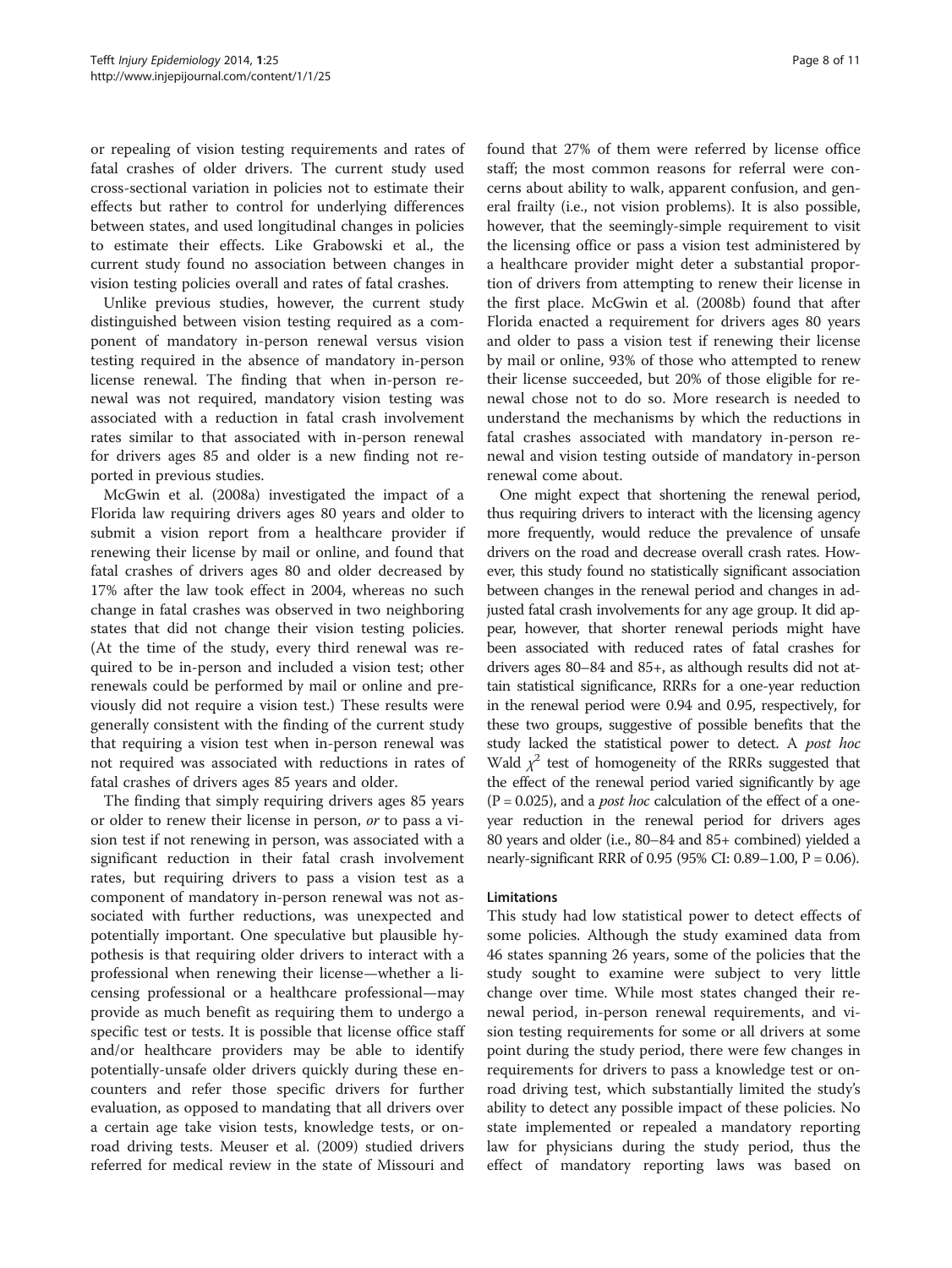or repealing of vision testing requirements and rates of fatal crashes of older drivers. The current study used cross-sectional variation in policies not to estimate their effects but rather to control for underlying differences between states, and used longitudinal changes in policies to estimate their effects. Like Grabowski et al., the current study found no association between changes in vision testing policies overall and rates of fatal crashes.

Unlike previous studies, however, the current study distinguished between vision testing required as a component of mandatory in-person renewal versus vision testing required in the absence of mandatory in-person license renewal. The finding that when in-person renewal was not required, mandatory vision testing was associated with a reduction in fatal crash involvement rates similar to that associated with in-person renewal for drivers ages 85 and older is a new finding not reported in previous studies.

McGwin et al. (2008a) investigated the impact of a Florida law requiring drivers ages 80 years and older to submit a vision report from a healthcare provider if renewing their license by mail or online, and found that fatal crashes of drivers ages 80 and older decreased by 17% after the law took effect in 2004, whereas no such change in fatal crashes was observed in two neighboring states that did not change their vision testing policies. (At the time of the study, every third renewal was required to be in-person and included a vision test; other renewals could be performed by mail or online and previously did not require a vision test.) These results were generally consistent with the finding of the current study that requiring a vision test when in-person renewal was not required was associated with reductions in rates of fatal crashes of drivers ages 85 years and older.

The finding that simply requiring drivers ages 85 years or older to renew their license in person, *or* to pass a vision test if not renewing in person, was associated with a significant reduction in their fatal crash involvement rates, but requiring drivers to pass a vision test as a component of mandatory in-person renewal was not associated with further reductions, was unexpected and potentially important. One speculative but plausible hypothesis is that requiring older drivers to interact with a professional when renewing their license—whether a licensing professional or a healthcare professional—may provide as much benefit as requiring them to undergo a specific test or tests. It is possible that license office staff and/or healthcare providers may be able to identify potentially-unsafe older drivers quickly during these encounters and refer those specific drivers for further evaluation, as opposed to mandating that all drivers over a certain age take vision tests, knowledge tests, or on-road driving tests. Meuser et al. (2009) studied drivers referred for medical review in the state of Missouri and found that 27% of them were referred by license office staff; the most common reasons for referral were concerns about ability to walk, apparent confusion, and general frailty (i.e., not vision problems). It is also possible, however, that the seemingly-simple requirement to visit the licensing office or pass a vision test administered by a healthcare provider might deter a substantial proportion of drivers from attempting to renew their license in the first place. McGwin et al. (2008b) found that after Florida enacted a requirement for drivers ages 80 years and older to pass a vision test if renewing their license by mail or online, 93% of those who attempted to renew their license succeeded, but 20% of those eligible for renewal chose not to do so. More research is needed to understand the mechanisms by which the reductions in fatal crashes associated with mandatory in-person renewal and vision testing outside of mandatory in-person renewal come about.

One might expect that shortening the renewal period, thus requiring drivers to interact with the licensing agency more frequently, would reduce the prevalence of unsafe drivers on the road and decrease overall crash rates. However, this study found no statistically significant association between changes in the renewal period and changes in adjusted fatal crash involvements for any age group. It did appear, however, that shorter renewal periods might have been associated with reduced rates of fatal crashes for drivers ages 80–84 and 85+, as although results did not attain statistical significance, RRRs for a one-year reduction in the renewal period were 0.94 and 0.95, respectively, for these two groups, suggestive of possible benefits that the study lacked the statistical power to detect. A *post hoc* Wald $\chi^2$ test of homogeneity of the RRRs suggested that the effect of the renewal period varied significantly by age ($P = 0.025$), and a *post hoc* calculation of the effect of a one-year reduction in the renewal period for drivers ages 80 years and older (i.e., 80–84 and 85+ combined) yielded a nearly-significant RRR of 0.95 (95% CI: 0.89–1.00, $P = 0.06$).

### Limitations

This study had low statistical power to detect effects of some policies. Although the study examined data from 46 states spanning 26 years, some of the policies that the study sought to examine were subject to very little change over time. While most states changed their renewal period, in-person renewal requirements, and vision testing requirements for some or all drivers at some point during the study period, there were few changes in requirements for drivers to pass a knowledge test or on-road driving test, which substantially limited the study's ability to detect any possible impact of these policies. No state implemented or repealed a mandatory reporting law for physicians during the study period, thus the effect of mandatory reporting laws was based on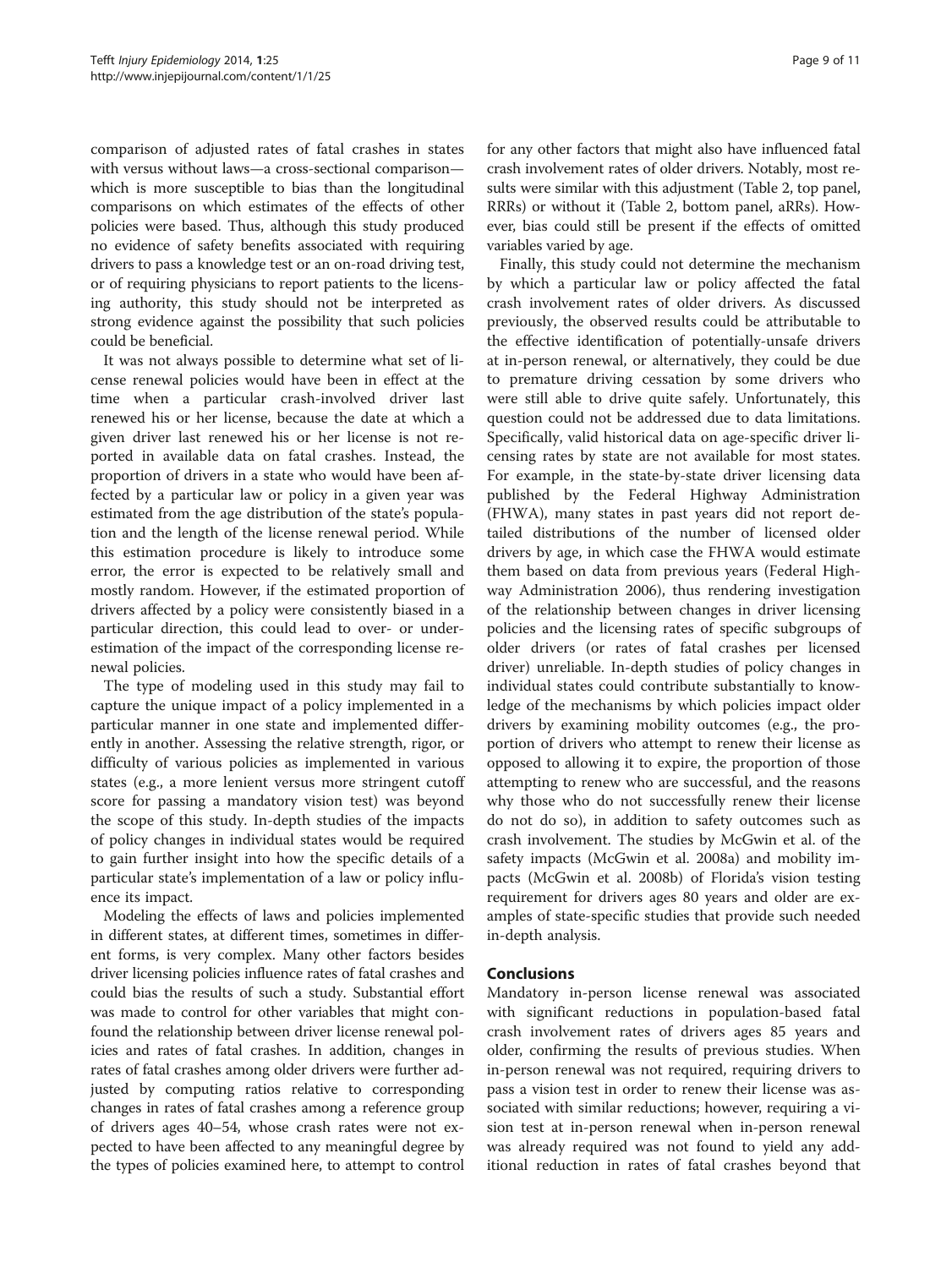comparison of adjusted rates of fatal crashes in states with versus without laws—a cross-sectional comparison—which is more susceptible to bias than the longitudinal comparisons on which estimates of the effects of other policies were based. Thus, although this study produced no evidence of safety benefits associated with requiring drivers to pass a knowledge test or an on-road driving test, or of requiring physicians to report patients to the licensing authority, this study should not be interpreted as strong evidence against the possibility that such policies could be beneficial.

It was not always possible to determine what set of license renewal policies would have been in effect at the time when a particular crash-involved driver last renewed his or her license, because the date at which a given driver last renewed his or her license is not reported in available data on fatal crashes. Instead, the proportion of drivers in a state who would have been affected by a particular law or policy in a given year was estimated from the age distribution of the state's population and the length of the license renewal period. While this estimation procedure is likely to introduce some error, the error is expected to be relatively small and mostly random. However, if the estimated proportion of drivers affected by a policy were consistently biased in a particular direction, this could lead to over- or underestimation of the impact of the corresponding license renewal policies.

The type of modeling used in this study may fail to capture the unique impact of a policy implemented in a particular manner in one state and implemented differently in another. Assessing the relative strength, rigor, or difficulty of various policies as implemented in various states (e.g., a more lenient versus more stringent cutoff score for passing a mandatory vision test) was beyond the scope of this study. In-depth studies of the impacts of policy changes in individual states would be required to gain further insight into how the specific details of a particular state's implementation of a law or policy influence its impact.

Modeling the effects of laws and policies implemented in different states, at different times, sometimes in different forms, is very complex. Many other factors besides driver licensing policies influence rates of fatal crashes and could bias the results of such a study. Substantial effort was made to control for other variables that might confound the relationship between driver license renewal policies and rates of fatal crashes. In addition, changes in rates of fatal crashes among older drivers were further adjusted by computing ratios relative to corresponding changes in rates of fatal crashes among a reference group of drivers ages 40–54, whose crash rates were not expected to have been affected to any meaningful degree by the types of policies examined here, to attempt to control for any other factors that might also have influenced fatal crash involvement rates of older drivers. Notably, most results were similar with this adjustment (Table 2, top panel, RRRs) or without it (Table 2, bottom panel, aRRs). However, bias could still be present if the effects of omitted variables varied by age.

Finally, this study could not determine the mechanism by which a particular law or policy affected the fatal crash involvement rates of older drivers. As discussed previously, the observed results could be attributable to the effective identification of potentially-unsafe drivers at in-person renewal, or alternatively, they could be due to premature driving cessation by some drivers who were still able to drive quite safely. Unfortunately, this question could not be addressed due to data limitations. Specifically, valid historical data on age-specific driver licensing rates by state are not available for most states. For example, in the state-by-state driver licensing data published by the Federal Highway Administration (FHWA), many states in past years did not report detailed distributions of the number of licensed older drivers by age, in which case the FHWA would estimate them based on data from previous years (Federal Highway Administration 2006), thus rendering investigation of the relationship between changes in driver licensing policies and the licensing rates of specific subgroups of older drivers (or rates of fatal crashes per licensed driver) unreliable. In-depth studies of policy changes in individual states could contribute substantially to knowledge of the mechanisms by which policies impact older drivers by examining mobility outcomes (e.g., the proportion of drivers who attempt to renew their license as opposed to allowing it to expire, the proportion of those attempting to renew who are successful, and the reasons why those who do not successfully renew their license do not do so), in addition to safety outcomes such as crash involvement. The studies by McGwin et al. of the safety impacts (McGwin et al. 2008a) and mobility impacts (McGwin et al. 2008b) of Florida's vision testing requirement for drivers ages 80 years and older are examples of state-specific studies that provide such needed in-depth analysis.

## Conclusions

Mandatory in-person license renewal was associated with significant reductions in population-based fatal crash involvement rates of drivers ages 85 years and older, confirming the results of previous studies. When in-person renewal was not required, requiring drivers to pass a vision test in order to renew their license was associated with similar reductions; however, requiring a vision test at in-person renewal when in-person renewal was already required was not found to yield any additional reduction in rates of fatal crashes beyond that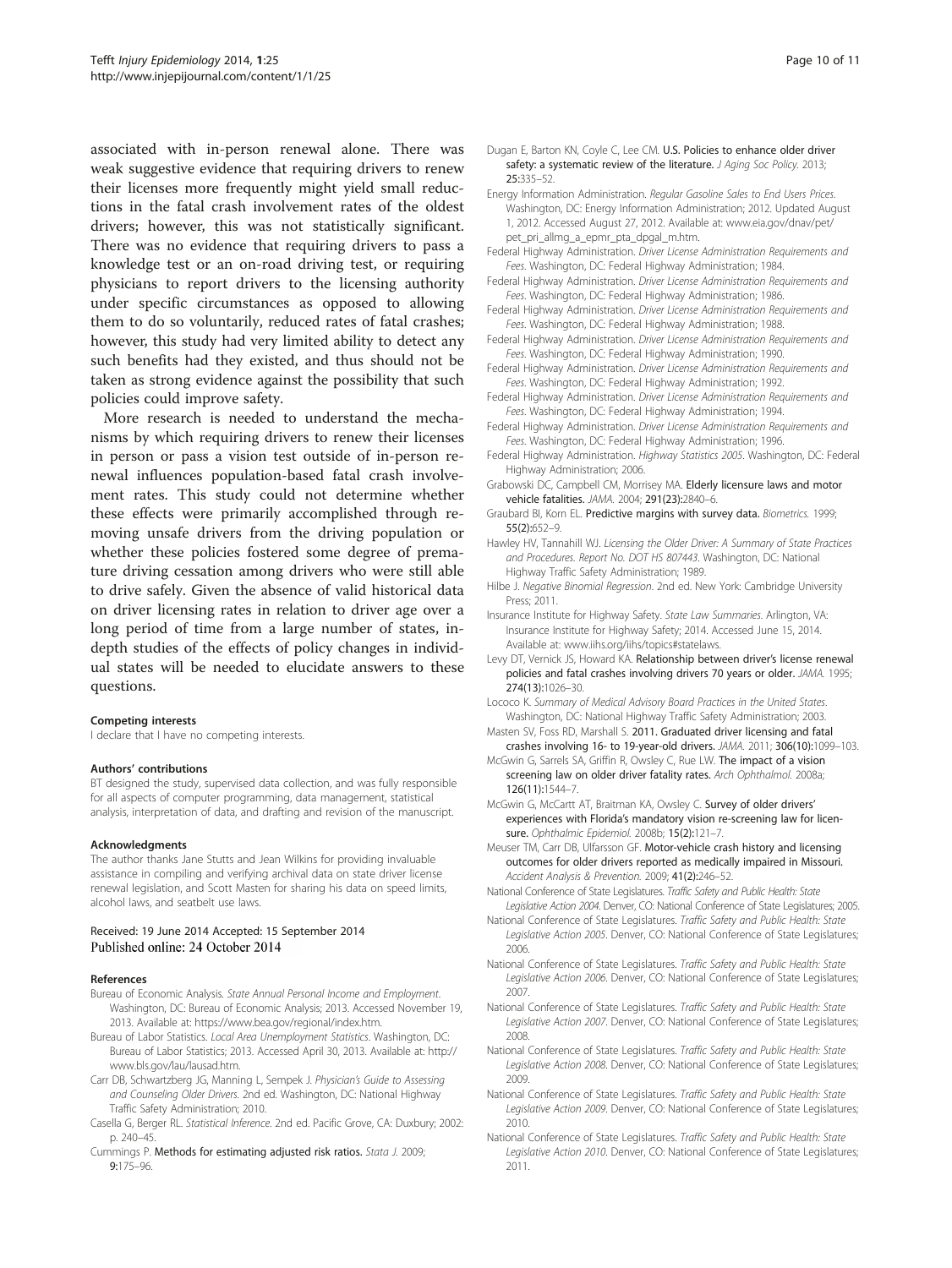associated with in-person renewal alone. There was weak suggestive evidence that requiring drivers to renew their licenses more frequently might yield small reductions in the fatal crash involvement rates of the oldest drivers; however, this was not statistically significant. There was no evidence that requiring drivers to pass a knowledge test or an on-road driving test, or requiring physicians to report drivers to the licensing authority under specific circumstances as opposed to allowing them to do so voluntarily, reduced rates of fatal crashes; however, this study had very limited ability to detect any such benefits had they existed, and thus should not be taken as strong evidence against the possibility that such policies could improve safety.

More research is needed to understand the mechanisms by which requiring drivers to renew their licenses in person or pass a vision test outside of in-person renewal influences population-based fatal crash involvement rates. This study could not determine whether these effects were primarily accomplished through removing unsafe drivers from the driving population or whether these policies fostered some degree of premature driving cessation among drivers who were still able to drive safely. Given the absence of valid historical data on driver licensing rates in relation to driver age over a long period of time from a large number of states, in-depth studies of the effects of policy changes in individual states will be needed to elucidate answers to these questions.

#### Competing interests

I declare that I have no competing interests.

#### Authors' contributions

BT designed the study, supervised data collection, and was fully responsible for all aspects of computer programming, data management, statistical analysis, interpretation of data, and drafting and revision of the manuscript.

#### Acknowledgments

The author thanks Jane Stutts and Jean Wilkins for providing invaluable assistance in compiling and verifying archival data on state driver license renewal legislation, and Scott Masten for sharing his data on speed limits, alcohol laws, and seatbelt use laws.

Received: 19 June 2014 Accepted: 15 September 2014
Published online: 24 October 2014

#### References

- Bureau of Economic Analysis. *State Annual Personal Income and Employment*. Washington, DC: Bureau of Economic Analysis; 2013. Accessed November 19, 2013. Available at: https://www.bea.gov/regional/index.htm.
- Bureau of Labor Statistics. *Local Area Unemployment Statistics*. Washington, DC: Bureau of Labor Statistics; 2013. Accessed April 30, 2013. Available at: http://www.bls.gov/lau/lausad.htm.
- Carr DB, Schwartzberg JG, Manning L, Sempek J. *Physician's Guide to Assessing and Counseling Older Drivers*. 2nd ed. Washington, DC: National Highway Traffic Safety Administration; 2010.
- Casella G, Berger RL. *Statistical Inference*. 2nd ed. Pacific Grove, CA: Duxbury; 2002: p. 240–45.
- Cummings P. **Methods for estimating adjusted risk ratios.** *Stata J.* 2009; **9:**175–96.
- Dugan E, Barton KN, Coyle C, Lee CM. **U.S. Policies to enhance older driver safety: a systematic review of the literature.** *J Aging Soc Policy.* 2013; **25:**335–52.
- Energy Information Administration. *Regular Gasoline Sales to End Users Prices*. Washington, DC: Energy Information Administration; 2012. Updated August 1, 2012. Accessed August 27, 2012. Available at: www.eia.gov/dnav/pet/pet_pri_allmg_a_epmr_pta_dpgal_m.htm.
- Federal Highway Administration. *Driver License Administration Requirements and Fees*. Washington, DC: Federal Highway Administration; 1984.
- Federal Highway Administration. *Driver License Administration Requirements and Fees*. Washington, DC: Federal Highway Administration; 1986.
- Federal Highway Administration. *Driver License Administration Requirements and Fees*. Washington, DC: Federal Highway Administration; 1988.
- Federal Highway Administration. *Driver License Administration Requirements and Fees*. Washington, DC: Federal Highway Administration; 1990.
- Federal Highway Administration. *Driver License Administration Requirements and Fees*. Washington, DC: Federal Highway Administration; 1992.
- Federal Highway Administration. *Driver License Administration Requirements and Fees*. Washington, DC: Federal Highway Administration; 1994.
- Federal Highway Administration. *Driver License Administration Requirements and Fees*. Washington, DC: Federal Highway Administration; 1996.
- Federal Highway Administration. *Highway Statistics 2005*. Washington, DC: Federal Highway Administration; 2006.
- Grabowski DC, Campbell CM, Morrisey MA. **Elderly licensure laws and motor vehicle fatalities.** *JAMA.* 2004; **291(23):**2840–6.
- Graubard BI, Korn EL. **Predictive margins with survey data.** *Biometrics.* 1999; **55(2):**652–9.
- Hawley HV, Tannahill WJ. *Licensing the Older Driver: A Summary of State Practices and Procedures. Report No. DOT HS 807443*. Washington, DC: National Highway Traffic Safety Administration; 1989.
- Hilbe J. *Negative Binomial Regression*. 2nd ed. New York: Cambridge University Press; 2011.
- Insurance Institute for Highway Safety. *State Law Summaries*. Arlington, VA: Insurance Institute for Highway Safety; 2014. Accessed June 15, 2014. Available at: www.iihs.org/iihs/topics#statelaws.
- Levy DT, Vernick JS, Howard KA. **Relationship between driver's license renewal policies and fatal crashes involving drivers 70 years or older.** *JAMA.* 1995; **274(13):**1026–30.
- Lococo K. *Summary of Medical Advisory Board Practices in the United States*. Washington, DC: National Highway Traffic Safety Administration; 2003.
- Masten SV, Foss RD, Marshall S. **2011. Graduated driver licensing and fatal crashes involving 16- to 19-year-old drivers.** *JAMA.* 2011; **306(10):**1099–103.
- McGwin G, Sarrels SA, Griffin R, Owsley C, Rue LW. **The impact of a vision screening law on older driver fatality rates.** *Arch Ophthalmol.* 2008a; **126(11):**1544–7.
- McGwin G, McCartt AT, Braitman KA, Owsley C. **Survey of older drivers' experiences with Florida's mandatory vision re-screening law for licensure.** *Ophthalmic Epidemiol.* 2008b; **15(2):**121–7.
- Meuser TM, Carr DB, Ulfarsson GF. **Motor-vehicle crash history and licensing outcomes for older drivers reported as medically impaired in Missouri.** *Accident Analysis & Prevention.* 2009; **41(2):**246–52.
- National Conference of State Legislatures. *Traffic Safety and Public Health: State Legislative Action 2004*. Denver, CO: National Conference of State Legislatures; 2005.
- National Conference of State Legislatures. *Traffic Safety and Public Health: State Legislative Action 2005*. Denver, CO: National Conference of State Legislatures; 2006.
- National Conference of State Legislatures. *Traffic Safety and Public Health: State Legislative Action 2006*. Denver, CO: National Conference of State Legislatures; 2007.
- National Conference of State Legislatures. *Traffic Safety and Public Health: State Legislative Action 2007*. Denver, CO: National Conference of State Legislatures; 2008.
- National Conference of State Legislatures. *Traffic Safety and Public Health: State Legislative Action 2008*. Denver, CO: National Conference of State Legislatures; 2009.
- National Conference of State Legislatures. *Traffic Safety and Public Health: State Legislative Action 2009*. Denver, CO: National Conference of State Legislatures; 2010.
- National Conference of State Legislatures. *Traffic Safety and Public Health: State Legislative Action 2010*. Denver, CO: National Conference of State Legislatures; 2011.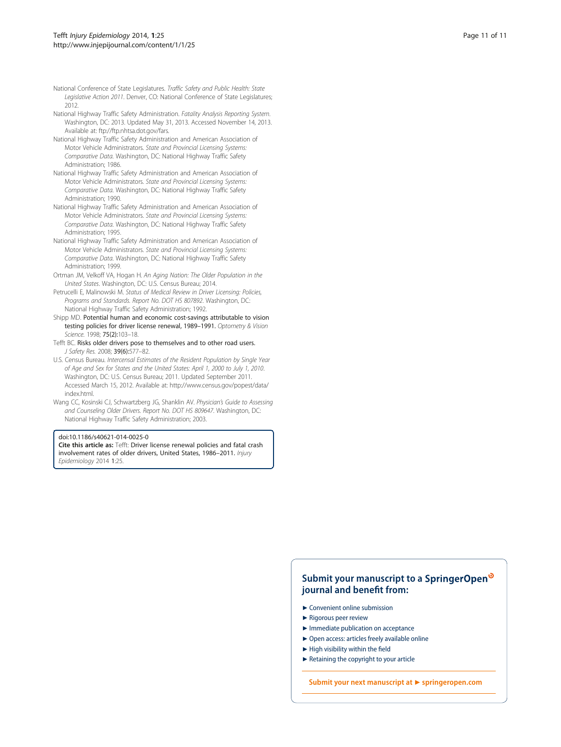National Conference of State Legislatures. *Traffic Safety and Public Health: State Legislative Action 2011*. Denver, CO: National Conference of State Legislatures; 2012.

National Highway Traffic Safety Administration. *Fatality Analysis Reporting System*. Washington, DC: 2013. Updated May 31, 2013. Accessed November 14, 2013. Available at: ftp://ftp.nhtsa.dot.gov/fars.

National Highway Traffic Safety Administration and American Association of Motor Vehicle Administrators. *State and Provincial Licensing Systems: Comparative Data*. Washington, DC: National Highway Traffic Safety Administration; 1986.

National Highway Traffic Safety Administration and American Association of Motor Vehicle Administrators. *State and Provincial Licensing Systems: Comparative Data*. Washington, DC: National Highway Traffic Safety Administration; 1990.

National Highway Traffic Safety Administration and American Association of Motor Vehicle Administrators. *State and Provincial Licensing Systems: Comparative Data*. Washington, DC: National Highway Traffic Safety Administration; 1995.

National Highway Traffic Safety Administration and American Association of Motor Vehicle Administrators. *State and Provincial Licensing Systems: Comparative Data*. Washington, DC: National Highway Traffic Safety Administration; 1999.

Ortman JM, Velkoff VA, Hogan H. *An Aging Nation: The Older Population in the United States*. Washington, DC: U.S. Census Bureau; 2014.

Petrucelli E, Malinowski M. *Status of Medical Review in Driver Licensing: Policies, Programs and Standards. Report No. DOT HS 807892*. Washington, DC: National Highway Traffic Safety Administration; 1992.

Shipp MD. Potential human and economic cost-savings attributable to vision testing policies for driver license renewal, 1989–1991. *Optometry & Vision Science*. 1998; **75(2):**103–18.

Tefft BC. Risks older drivers pose to themselves and to other road users. *J Safety Res*. 2008; **39(6):**577–82.

U.S. Census Bureau. *Intercensal Estimates of the Resident Population by Single Year of Age and Sex for States and the United States: April 1, 2000 to July 1, 2010*. Washington, DC: U.S. Census Bureau; 2011. Updated September 2011. Accessed March 15, 2012. Available at: http://www.census.gov/popest/data/index.html.

Wang CC, Kosinski CJ, Schwartzberg JG, Shanklin AV. *Physician's Guide to Assessing and Counseling Older Drivers. Report No. DOT HS 809647*. Washington, DC: National Highway Traffic Safety Administration; 2003.

doi:10.1186/s40621-014-0025-0

**Cite this article as:** Tefft: Driver license renewal policies and fatal crash involvement rates of older drivers, United States, 1986–2011. *Injury Epidemiology* 2014 **1**:25.

**Submit your manuscript to a SpringerOpen journal and benefit from:**

- ► Convenient online submission
- ► Rigorous peer review
- ► Immediate publication on acceptance
- ► Open access: articles freely available online
- ► High visibility within the field
- ► Retaining the copyright to your article

**Submit your next manuscript at ► springeropen.com**